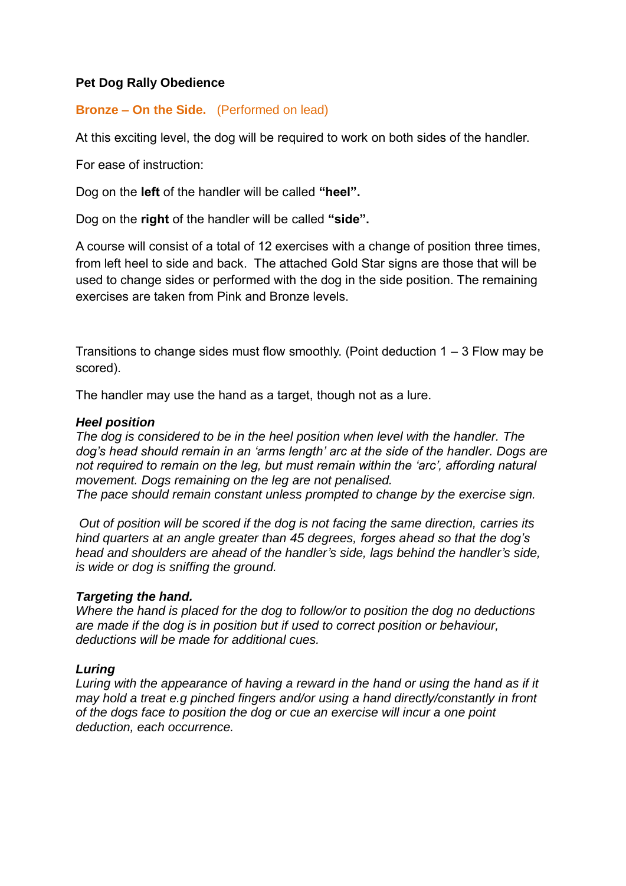**Pet Dog Rally Obedience**

**Bronze – On the Side.** (Performed on lead)

At this exciting level, the dog will be required to work on both sides of the handler.

For ease of instruction:

Dog on the **left** of the handler will be called **"heel".**

Dog on the **right** of the handler will be called **"side".**

A course will consist of a total of 12 exercises with a change of position three times, from left heel to side and back. The attached Gold Star signs are those that will be used to change sides or performed with the dog in the side position. The remaining exercises are taken from Pink and Bronze levels.

Transitions to change sides must flow smoothly. (Point deduction 1 – 3 Flow may be scored).

The handler may use the hand as a target, though not as a lure.

***Heel position***

*The dog is considered to be in the heel position when level with the handler. The dog's head should remain in an 'arms length' arc at the side of the handler. Dogs are not required to remain on the leg, but must remain within the 'arc', affording natural movement. Dogs remaining on the leg are not penalised.*
*The pace should remain constant unless prompted to change by the exercise sign.*

*Out of position will be scored if the dog is not facing the same direction, carries its hind quarters at an angle greater than 45 degrees, forges ahead so that the dog's head and shoulders are ahead of the handler's side, lags behind the handler's side, is wide or dog is sniffing the ground.*

***Targeting the hand.***

*Where the hand is placed for the dog to follow/or to position the dog no deductions are made if the dog is in position but if used to correct position or behaviour, deductions will be made for additional cues.*

***Luring***

*Luring with the appearance of having a reward in the hand or using the hand as if it may hold a treat e.g pinched fingers and/or using a hand directly/constantly in front of the dogs face to position the dog or cue an exercise will incur a one point deduction, each occurrence.*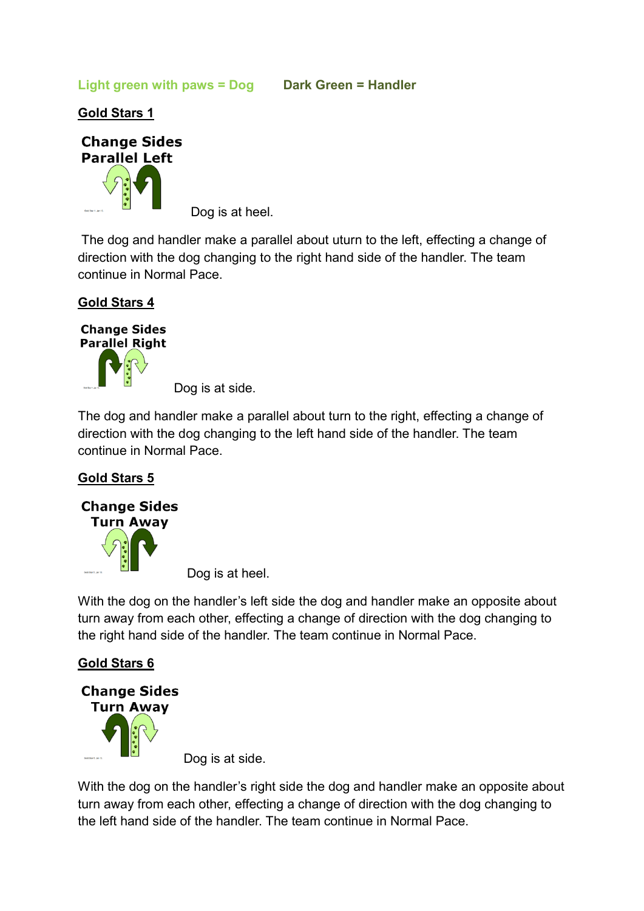Light green with paws = Dog        Dark Green = Handler

**Gold Stars 1**

**Change Sides Parallel Left**

Dog is at heel.

The dog and handler make a parallel about uturn to the left, effecting a change of direction with the dog changing to the right hand side of the handler. The team continue in Normal Pace.

**Gold Stars 4**

**Change Sides Parallel Right**

Dog is at side.

The dog and handler make a parallel about turn to the right, effecting a change of direction with the dog changing to the left hand side of the handler. The team continue in Normal Pace.

**Gold Stars 5**

**Change Sides Turn Away**

Dog is at heel.

With the dog on the handler's left side the dog and handler make an opposite about turn away from each other, effecting a change of direction with the dog changing to the right hand side of the handler. The team continue in Normal Pace.

**Gold Stars 6**

**Change Sides Turn Away**

Dog is at side.

With the dog on the handler's right side the dog and handler make an opposite about turn away from each other, effecting a change of direction with the dog changing to the left hand side of the handler. The team continue in Normal Pace.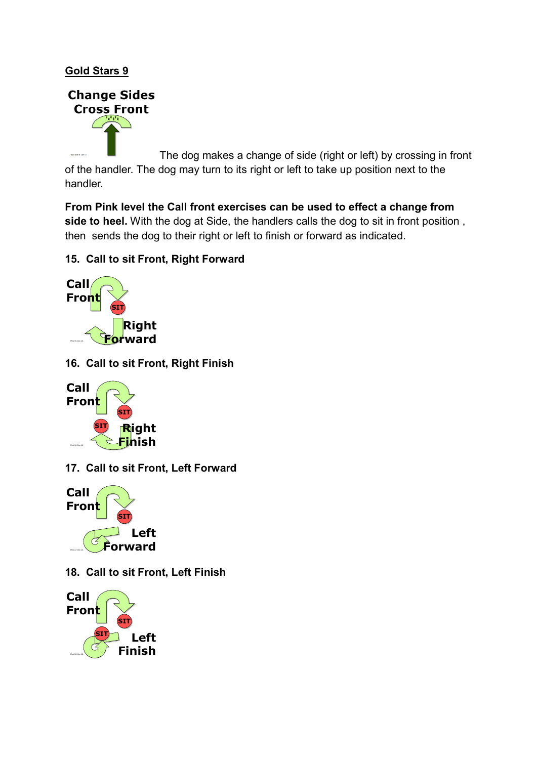Gold Stars 9

**Change Sides Cross Front**

The dog makes a change of side (right or left) by crossing in front of the handler. The dog may turn to its right or left to take up position next to the handler.

**From Pink level the Call front exercises can be used to effect a change from side to heel.** With the dog at Side, the handlers calls the dog to sit in front position , then sends the dog to their right or left to finish or forward as indicated.

**15. Call to sit Front, Right Forward**

Call Front
SIT
Right Forward

**16. Call to sit Front, Right Finish**

Call Front
SIT
SIT
Right Finish

**17. Call to sit Front, Left Forward**

Call Front
SIT
Left Forward

**18. Call to sit Front, Left Finish**

Call Front
SIT
SIT
Left Finish